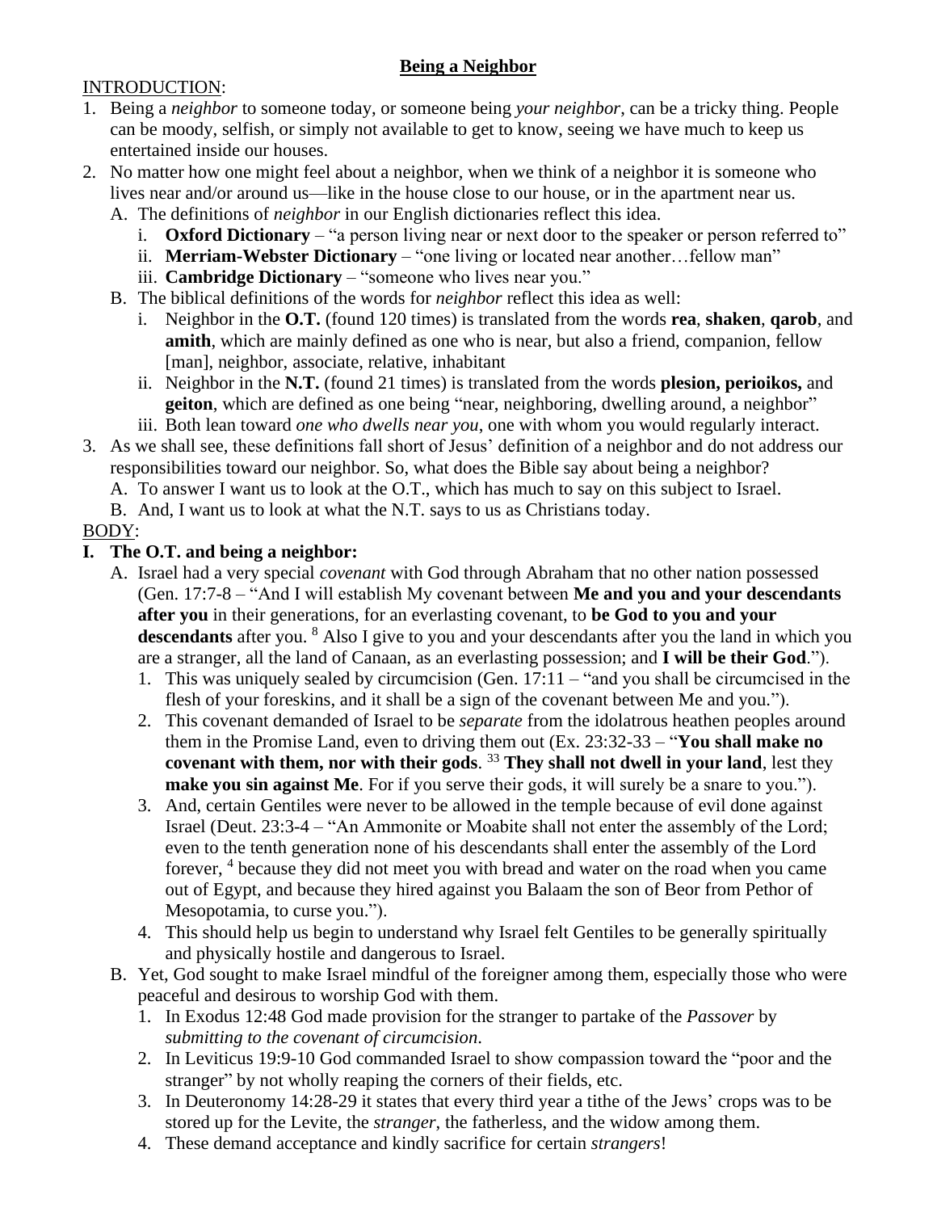**Being a Neighbor**

INTRODUCTION:

1. Being a *neighbor* to someone today, or someone being *your neighbor*, can be a tricky thing. People can be moody, selfish, or simply not available to get to know, seeing we have much to keep us entertained inside our houses.
2. No matter how one might feel about a neighbor, when we think of a neighbor it is someone who lives near and/or around us—like in the house close to our house, or in the apartment near us.
   A. The definitions of *neighbor* in our English dictionaries reflect this idea.
      i. **Oxford Dictionary** – "a person living near or next door to the speaker or person referred to"
      ii. **Merriam-Webster Dictionary** – "one living or located near another…fellow man"
      iii. **Cambridge Dictionary** – "someone who lives near you."
   B. The biblical definitions of the words for *neighbor* reflect this idea as well:
      i. Neighbor in the **O.T.** (found 120 times) is translated from the words **rea**, **shaken**, **qarob**, and **amith**, which are mainly defined as one who is near, but also a friend, companion, fellow [man], neighbor, associate, relative, inhabitant
      ii. Neighbor in the **N.T.** (found 21 times) is translated from the words **plesion, perioikos,** and **geiton**, which are defined as one being "near, neighboring, dwelling around, a neighbor"
      iii. Both lean toward *one who dwells near you*, one with whom you would regularly interact.
3. As we shall see, these definitions fall short of Jesus' definition of a neighbor and do not address our responsibilities toward our neighbor. So, what does the Bible say about being a neighbor?
   A. To answer I want us to look at the O.T., which has much to say on this subject to Israel.
   B. And, I want us to look at what the N.T. says to us as Christians today.

BODY:

**I. The O.T. and being a neighbor:**

A. Israel had a very special *covenant* with God through Abraham that no other nation possessed (Gen. 17:7-8 – "And I will establish My covenant between **Me and you and your descendants after you** in their generations, for an everlasting covenant, to **be God to you and your descendants** after you. [8] Also I give to you and your descendants after you the land in which you are a stranger, all the land of Canaan, as an everlasting possession; and **I will be their God**.").
   1. This was uniquely sealed by circumcision (Gen. 17:11 – "and you shall be circumcised in the flesh of your foreskins, and it shall be a sign of the covenant between Me and you.").
   2. This covenant demanded of Israel to be *separate* from the idolatrous heathen peoples around them in the Promise Land, even to driving them out (Ex. 23:32-33 – "**You shall make no covenant with them, nor with their gods**. [33] **They shall not dwell in your land**, lest they **make you sin against Me**. For if you serve their gods, it will surely be a snare to you.").
   3. And, certain Gentiles were never to be allowed in the temple because of evil done against Israel (Deut. 23:3-4 – "An Ammonite or Moabite shall not enter the assembly of the Lord; even to the tenth generation none of his descendants shall enter the assembly of the Lord forever, [4] because they did not meet you with bread and water on the road when you came out of Egypt, and because they hired against you Balaam the son of Beor from Pethor of Mesopotamia, to curse you.").
   4. This should help us begin to understand why Israel felt Gentiles to be generally spiritually and physically hostile and dangerous to Israel.

B. Yet, God sought to make Israel mindful of the foreigner among them, especially those who were peaceful and desirous to worship God with them.
   1. In Exodus 12:48 God made provision for the stranger to partake of the *Passover* by *submitting to the covenant of circumcision*.
   2. In Leviticus 19:9-10 God commanded Israel to show compassion toward the "poor and the stranger" by not wholly reaping the corners of their fields, etc.
   3. In Deuteronomy 14:28-29 it states that every third year a tithe of the Jews' crops was to be stored up for the Levite, the *stranger*, the fatherless, and the widow among them.
   4. These demand acceptance and kindly sacrifice for certain *strangers*!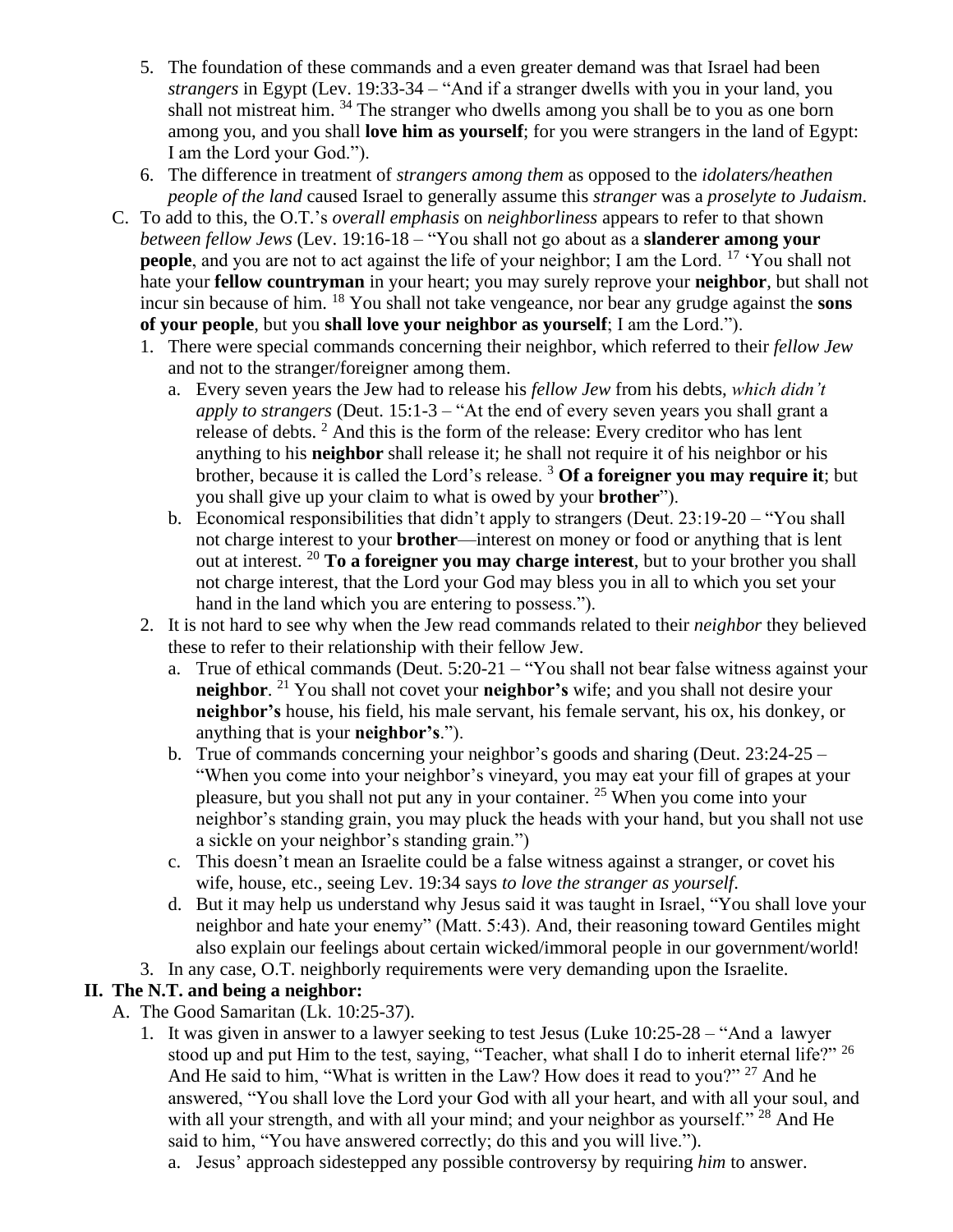5. The foundation of these commands and a even greater demand was that Israel had been *strangers* in Egypt (Lev. 19:33-34 – "And if a stranger dwells with you in your land, you shall not mistreat him. [34] The stranger who dwells among you shall be to you as one born among you, and you shall **love him as yourself**; for you were strangers in the land of Egypt: I am the Lord your God.").
6. The difference in treatment of *strangers among them* as opposed to the *idolaters/heathen people of the land* caused Israel to generally assume this *stranger* was a *proselyte to Judaism*.

C. To add to this, the O.T.'s *overall emphasis* on *neighborliness* appears to refer to that shown *between fellow Jews* (Lev. 19:16-18 – "You shall not go about as a **slanderer among your people**, and you are not to act against the life of your neighbor; I am the Lord. [17] 'You shall not hate your **fellow countryman** in your heart; you may surely reprove your **neighbor**, but shall not incur sin because of him. [18] You shall not take vengeance, nor bear any grudge against the **sons of your people**, but you **shall love your neighbor as yourself**; I am the Lord.").

1. There were special commands concerning their neighbor, which referred to their *fellow Jew* and not to the stranger/foreigner among them.
   a. Every seven years the Jew had to release his *fellow Jew* from his debts, *which didn't apply to strangers* (Deut. 15:1-3 – "At the end of every seven years you shall grant a release of debts. [2] And this is the form of the release: Every creditor who has lent anything to his **neighbor** shall release it; he shall not require it of his neighbor or his brother, because it is called the Lord's release. [3] **Of a foreigner you may require it**; but you shall give up your claim to what is owed by your **brother**").
   b. Economical responsibilities that didn't apply to strangers (Deut. 23:19-20 – "You shall not charge interest to your **brother**—interest on money or food or anything that is lent out at interest. [20] **To a foreigner you may charge interest**, but to your brother you shall not charge interest, that the Lord your God may bless you in all to which you set your hand in the land which you are entering to possess.").
2. It is not hard to see why when the Jew read commands related to their *neighbor* they believed these to refer to their relationship with their fellow Jew.
   a. True of ethical commands (Deut. 5:20-21 – "You shall not bear false witness against your **neighbor**. [21] You shall not covet your **neighbor's** wife; and you shall not desire your **neighbor's** house, his field, his male servant, his female servant, his ox, his donkey, or anything that is your **neighbor's**.").
   b. True of commands concerning your neighbor's goods and sharing (Deut. 23:24-25 – "When you come into your neighbor's vineyard, you may eat your fill of grapes at your pleasure, but you shall not put any in your container. [25] When you come into your neighbor's standing grain, you may pluck the heads with your hand, but you shall not use a sickle on your neighbor's standing grain.")
   c. This doesn't mean an Israelite could be a false witness against a stranger, or covet his wife, house, etc., seeing Lev. 19:34 says *to love the stranger as yourself*.
   d. But it may help us understand why Jesus said it was taught in Israel, "You shall love your neighbor and hate your enemy" (Matt. 5:43). And, their reasoning toward Gentiles might also explain our feelings about certain wicked/immoral people in our government/world!
3. In any case, O.T. neighborly requirements were very demanding upon the Israelite.

## II. The N.T. and being a neighbor:

A. The Good Samaritan (Lk. 10:25-37).

1. It was given in answer to a lawyer seeking to test Jesus (Luke 10:25-28 – "And a lawyer stood up and put Him to the test, saying, "Teacher, what shall I do to inherit eternal life?" [26] And He said to him, "What is written in the Law? How does it read to you?" [27] And he answered, "You shall love the Lord your God with all your heart, and with all your soul, and with all your strength, and with all your mind; and your neighbor as yourself." [28] And He said to him, "You have answered correctly; do this and you will live.").
   a. Jesus' approach sidestepped any possible controversy by requiring *him* to answer.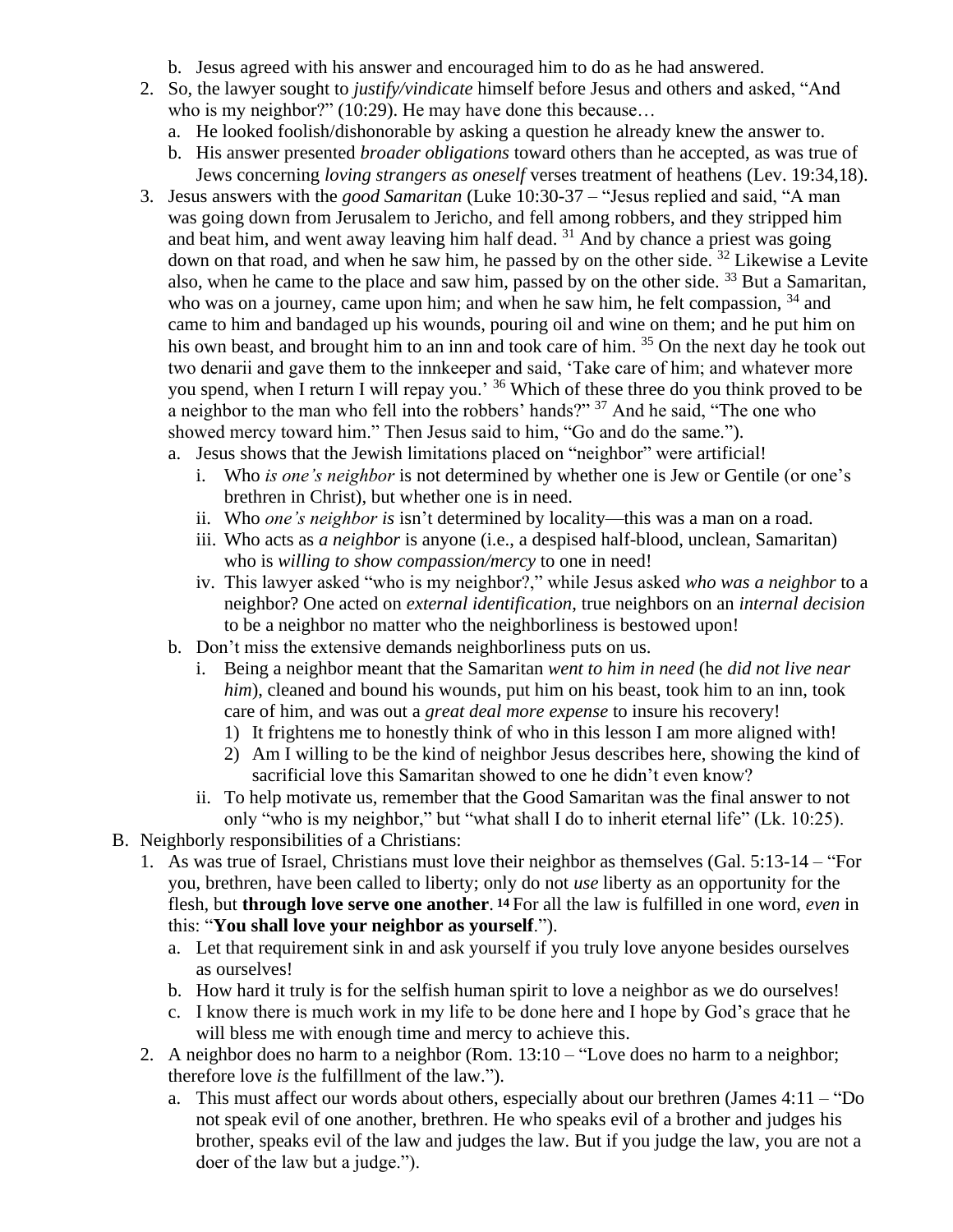b. Jesus agreed with his answer and encouraged him to do as he had answered.
2. So, the lawyer sought to *justify/vindicate* himself before Jesus and others and asked, "And who is my neighbor?" (10:29). He may have done this because…
   a. He looked foolish/dishonorable by asking a question he already knew the answer to.
   b. His answer presented *broader obligations* toward others than he accepted, as was true of Jews concerning *loving strangers as oneself* verses treatment of heathens (Lev. 19:34,18).
3. Jesus answers with the *good Samaritan* (Luke 10:30-37 – "Jesus replied and said, "A man was going down from Jerusalem to Jericho, and fell among robbers, and they stripped him and beat him, and went away leaving him half dead. [31] And by chance a priest was going down on that road, and when he saw him, he passed by on the other side. [32] Likewise a Levite also, when he came to the place and saw him, passed by on the other side. [33] But a Samaritan, who was on a journey, came upon him; and when he saw him, he felt compassion, [34] and came to him and bandaged up his wounds, pouring oil and wine on them; and he put him on his own beast, and brought him to an inn and took care of him. [35] On the next day he took out two denarii and gave them to the innkeeper and said, 'Take care of him; and whatever more you spend, when I return I will repay you.' [36] Which of these three do you think proved to be a neighbor to the man who fell into the robbers' hands?" [37] And he said, "The one who showed mercy toward him." Then Jesus said to him, "Go and do the same.").
   a. Jesus shows that the Jewish limitations placed on "neighbor" were artificial!
      i. Who *is one's neighbor* is not determined by whether one is Jew or Gentile (or one's brethren in Christ), but whether one is in need.
      ii. Who *one's neighbor is* isn't determined by locality—this was a man on a road.
      iii. Who acts as *a neighbor* is anyone (i.e., a despised half-blood, unclean, Samaritan) who is *willing to show compassion/mercy* to one in need!
      iv. This lawyer asked "who is my neighbor?," while Jesus asked *who was a neighbor* to a neighbor? One acted on *external identification*, true neighbors on an *internal decision* to be a neighbor no matter who the neighborliness is bestowed upon!
   b. Don't miss the extensive demands neighborliness puts on us.
      i. Being a neighbor meant that the Samaritan *went to him in need* (he *did not live near him*), cleaned and bound his wounds, put him on his beast, took him to an inn, took care of him, and was out a *great deal more expense* to insure his recovery!
         1) It frightens me to honestly think of who in this lesson I am more aligned with!
         2) Am I willing to be the kind of neighbor Jesus describes here, showing the kind of sacrificial love this Samaritan showed to one he didn't even know?
      ii. To help motivate us, remember that the Good Samaritan was the final answer to not only "who is my neighbor," but "what shall I do to inherit eternal life" (Lk. 10:25).

B. Neighborly responsibilities of a Christians:
1. As was true of Israel, Christians must love their neighbor as themselves (Gal. 5:13-14 – "For you, brethren, have been called to liberty; only do not *use* liberty as an opportunity for the flesh, but **through love serve one another**. **14** For all the law is fulfilled in one word, *even* in this: "**You shall love your neighbor as yourself**.").
   a. Let that requirement sink in and ask yourself if you truly love anyone besides ourselves as ourselves!
   b. How hard it truly is for the selfish human spirit to love a neighbor as we do ourselves!
   c. I know there is much work in my life to be done here and I hope by God's grace that he will bless me with enough time and mercy to achieve this.
2. A neighbor does no harm to a neighbor (Rom. 13:10 – "Love does no harm to a neighbor; therefore love *is* the fulfillment of the law.").
   a. This must affect our words about others, especially about our brethren (James 4:11 – "Do not speak evil of one another, brethren. He who speaks evil of a brother and judges his brother, speaks evil of the law and judges the law. But if you judge the law, you are not a doer of the law but a judge.").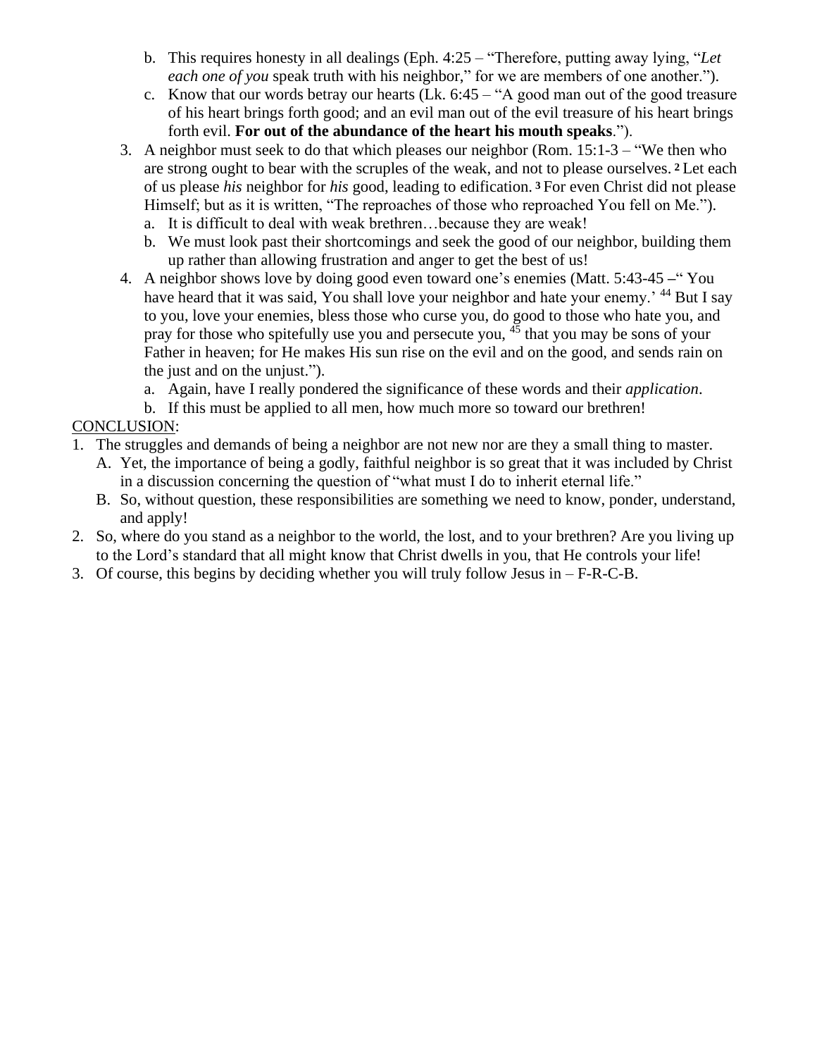b. This requires honesty in all dealings (Eph. 4:25 – "Therefore, putting away lying, "*Let each one of you* speak truth with his neighbor," for we are members of one another.").

c. Know that our words betray our hearts (Lk. 6:45 – "A good man out of the good treasure of his heart brings forth good; and an evil man out of the evil treasure of his heart brings forth evil. **For out of the abundance of the heart his mouth speaks**.").

3. A neighbor must seek to do that which pleases our neighbor (Rom. 15:1-3 – "We then who are strong ought to bear with the scruples of the weak, and not to please ourselves. **2** Let each of us please *his* neighbor for *his* good, leading to edification. **3** For even Christ did not please Himself; but as it is written, "The reproaches of those who reproached You fell on Me.").
   a. It is difficult to deal with weak brethren…because they are weak!
   b. We must look past their shortcomings and seek the good of our neighbor, building them up rather than allowing frustration and anger to get the best of us!
4. A neighbor shows love by doing good even toward one's enemies (Matt. 5:43-45 **–**" You have heard that it was said, You shall love your neighbor and hate your enemy.' 44 But I say to you, love your enemies, bless those who curse you, do good to those who hate you, and pray for those who spitefully use you and persecute you, 45 that you may be sons of your Father in heaven; for He makes His sun rise on the evil and on the good, and sends rain on the just and on the unjust.").
   a. Again, have I really pondered the significance of these words and their *application*.
   b. If this must be applied to all men, how much more so toward our brethren!

<u>CONCLUSION</u>:

1. The struggles and demands of being a neighbor are not new nor are they a small thing to master.
   A. Yet, the importance of being a godly, faithful neighbor is so great that it was included by Christ in a discussion concerning the question of "what must I do to inherit eternal life."
   B. So, without question, these responsibilities are something we need to know, ponder, understand, and apply!
2. So, where do you stand as a neighbor to the world, the lost, and to your brethren? Are you living up to the Lord's standard that all might know that Christ dwells in you, that He controls your life!
3. Of course, this begins by deciding whether you will truly follow Jesus in – F-R-C-B.